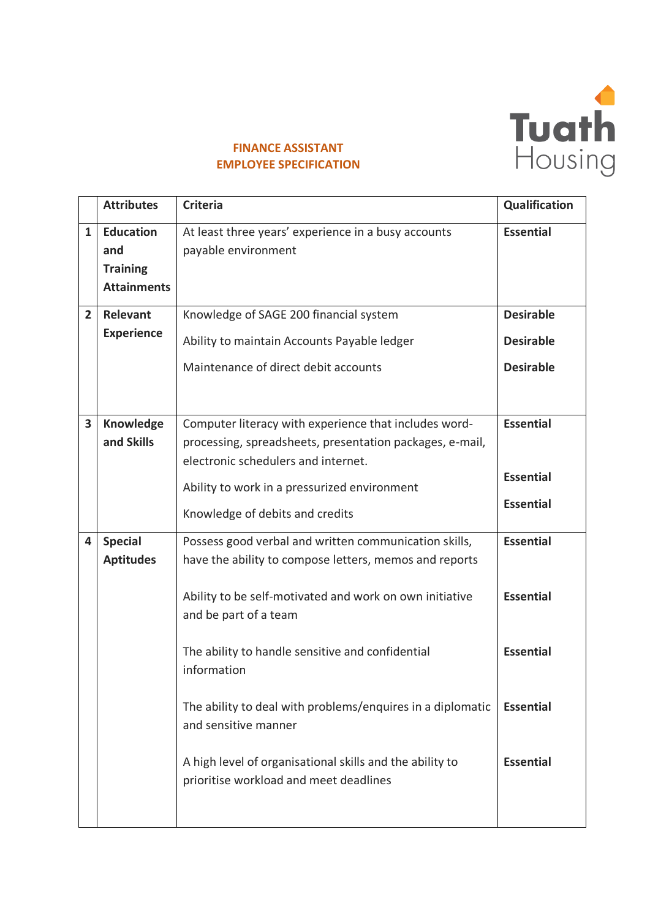Tuath Housing

# FINANCE ASSISTANT
# EMPLOYEE SPECIFICATION

| | Attributes | Criteria | Qualification |
|---|---|---|---|
| 1 | **Education and Training Attainments** | At least three years' experience in a busy accounts payable environment | **Essential** |
| 2 | **Relevant Experience** | Knowledge of SAGE 200 financial system | **Desirable** |
| | | Ability to maintain Accounts Payable ledger | **Desirable** |
| | | Maintenance of direct debit accounts | **Desirable** |
| 3 | **Knowledge and Skills** | Computer literacy with experience that includes word-processing, spreadsheets, presentation packages, e-mail, electronic schedulers and internet. | **Essential** |
| | | Ability to work in a pressurized environment | **Essential** |
| | | Knowledge of debits and credits | **Essential** |
| 4 | **Special Aptitudes** | Possess good verbal and written communication skills, have the ability to compose letters, memos and reports | **Essential** |
| | | Ability to be self-motivated and work on own initiative and be part of a team | **Essential** |
| | | The ability to handle sensitive and confidential information | **Essential** |
| | | The ability to deal with problems/enquires in a diplomatic and sensitive manner | **Essential** |
| | | A high level of organisational skills and the ability to prioritise workload and meet deadlines | **Essential** |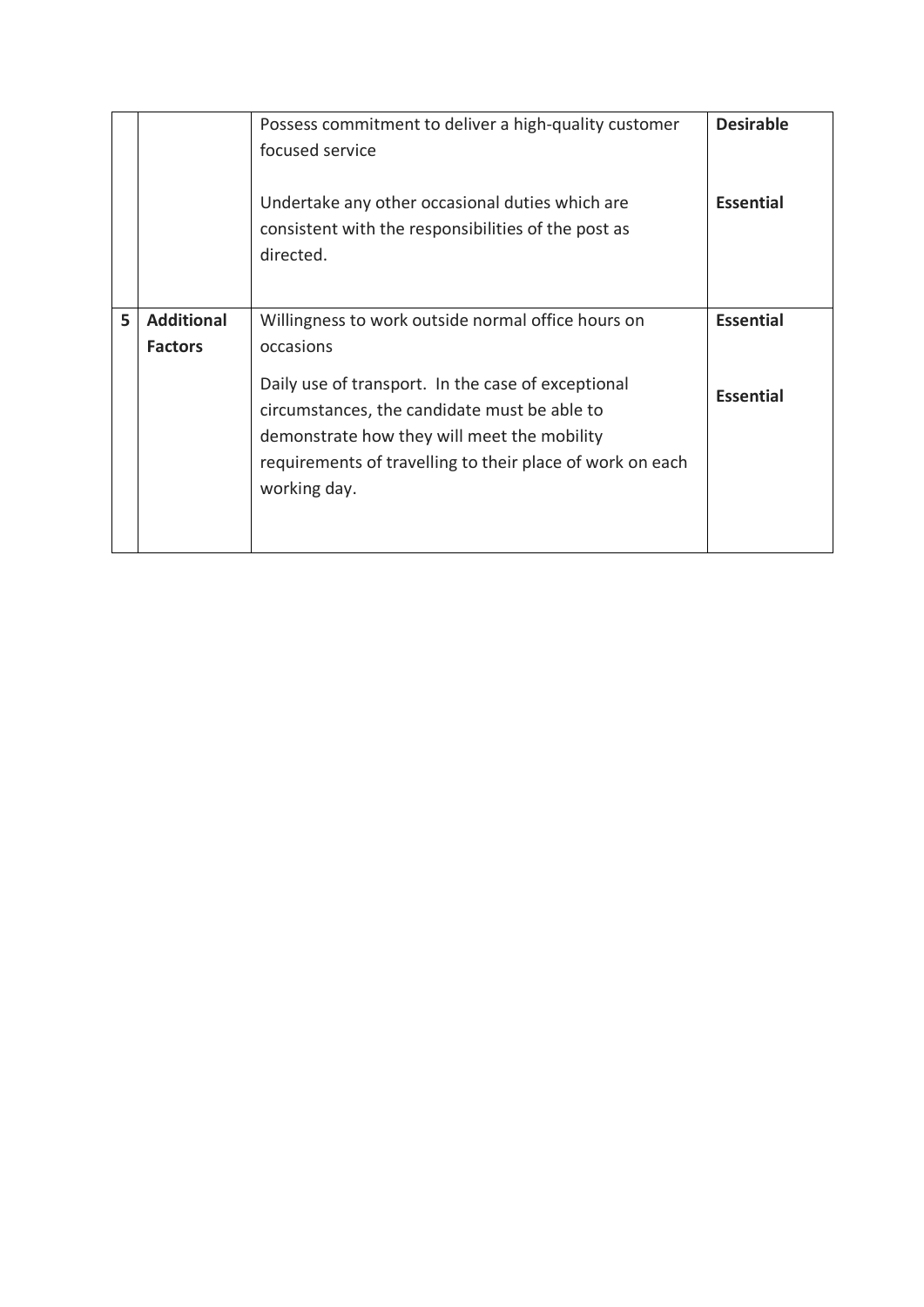| | | | |
|---|---|---|---|
| | | Possess commitment to deliver a high-quality customer focused service<br><br>Undertake any other occasional duties which are consistent with the responsibilities of the post as directed. | **Desirable**<br><br>**Essential** |
| **5** | **Additional Factors** | Willingness to work outside normal office hours on occasions<br><br>Daily use of transport. In the case of exceptional circumstances, the candidate must be able to demonstrate how they will meet the mobility requirements of travelling to their place of work on each working day. | **Essential**<br><br>**Essential** |